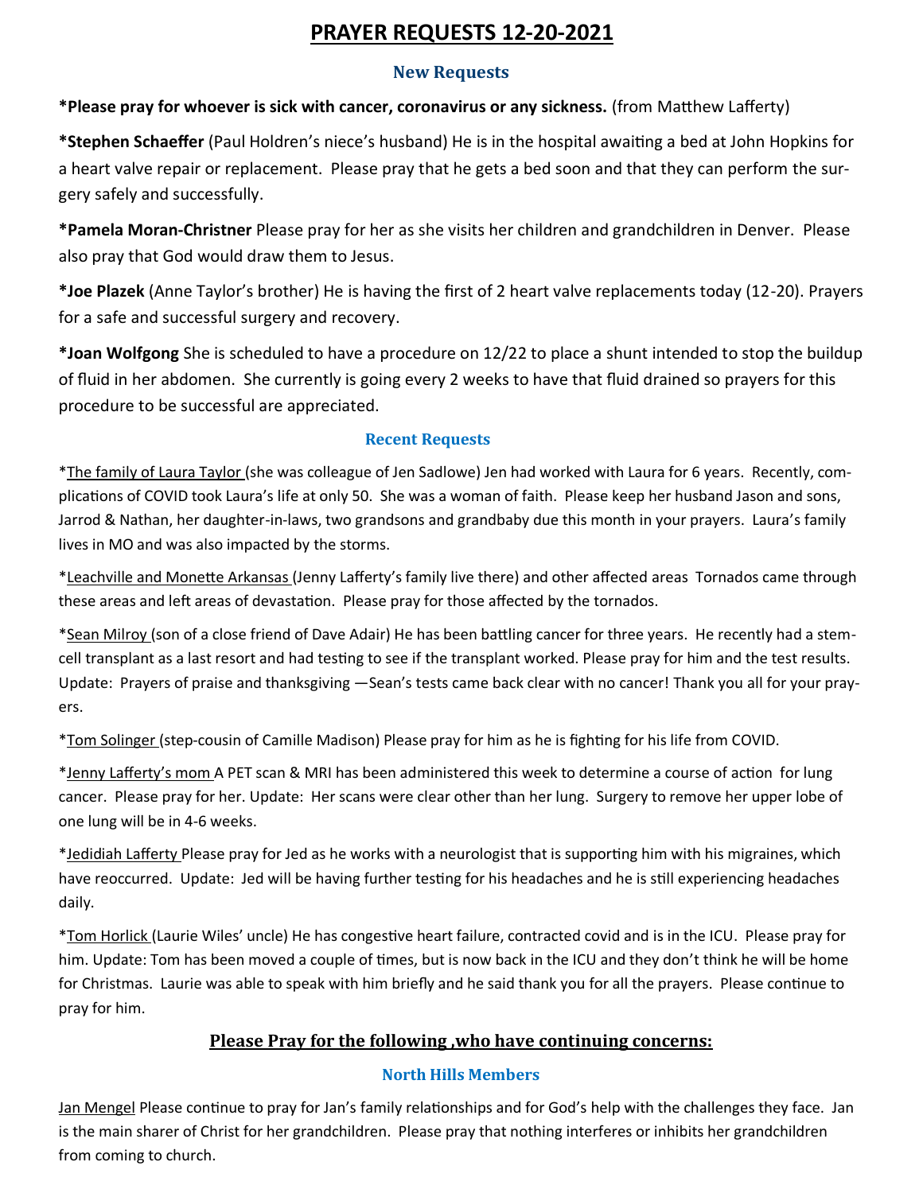# PRAYER REQUESTS 12-20-2021

## New Requests

**\*Please pray for whoever is sick with cancer, coronavirus or any sickness.** (from Matthew Lafferty)

**\*Stephen Schaeffer** (Paul Holdren's niece's husband) He is in the hospital awaiting a bed at John Hopkins for a heart valve repair or replacement. Please pray that he gets a bed soon and that they can perform the surgery safely and successfully.

**\*Pamela Moran-Christner** Please pray for her as she visits her children and grandchildren in Denver. Please also pray that God would draw them to Jesus.

**\*Joe Plazek** (Anne Taylor's brother) He is having the first of 2 heart valve replacements today (12-20). Prayers for a safe and successful surgery and recovery.

**\*Joan Wolfgong** She is scheduled to have a procedure on 12/22 to place a shunt intended to stop the buildup of fluid in her abdomen. She currently is going every 2 weeks to have that fluid drained so prayers for this procedure to be successful are appreciated.

## Recent Requests

*The family of Laura Taylor (she was colleague of Jen Sadlowe) Jen had worked with Laura for 6 years. Recently, complications of COVID took Laura's life at only 50. She was a woman of faith. Please keep her husband Jason and sons, Jarrod & Nathan, her daughter-in-laws, two grandsons and grandbaby due this month in your prayers. Laura's family lives in MO and was also impacted by the storms.

*Leachville and Monette Arkansas (Jenny Lafferty's family live there) and other affected areas Tornados came through these areas and left areas of devastation. Please pray for those affected by the tornados.

*Sean Milroy (son of a close friend of Dave Adair) He has been battling cancer for three years. He recently had a stem-cell transplant as a last resort and had testing to see if the transplant worked. Please pray for him and the test results. Update: Prayers of praise and thanksgiving —Sean's tests came back clear with no cancer! Thank you all for your prayers.

*Tom Solinger (step-cousin of Camille Madison) Please pray for him as he is fighting for his life from COVID.

*Jenny Lafferty's mom A PET scan & MRI has been administered this week to determine a course of action for lung cancer. Please pray for her. Update: Her scans were clear other than her lung. Surgery to remove her upper lobe of one lung will be in 4-6 weeks.

*Jedidiah Lafferty Please pray for Jed as he works with a neurologist that is supporting him with his migraines, which have reoccurred. Update: Jed will be having further testing for his headaches and he is still experiencing headaches daily.

*Tom Horlick (Laurie Wiles' uncle) He has congestive heart failure, contracted covid and is in the ICU. Please pray for him. Update: Tom has been moved a couple of times, but is now back in the ICU and they don't think he will be home for Christmas. Laurie was able to speak with him briefly and he said thank you for all the prayers. Please continue to pray for him.

## Please Pray for the following ,who have continuing concerns:

### North Hills Members

Jan Mengel Please continue to pray for Jan's family relationships and for God's help with the challenges they face. Jan is the main sharer of Christ for her grandchildren. Please pray that nothing interferes or inhibits her grandchildren from coming to church.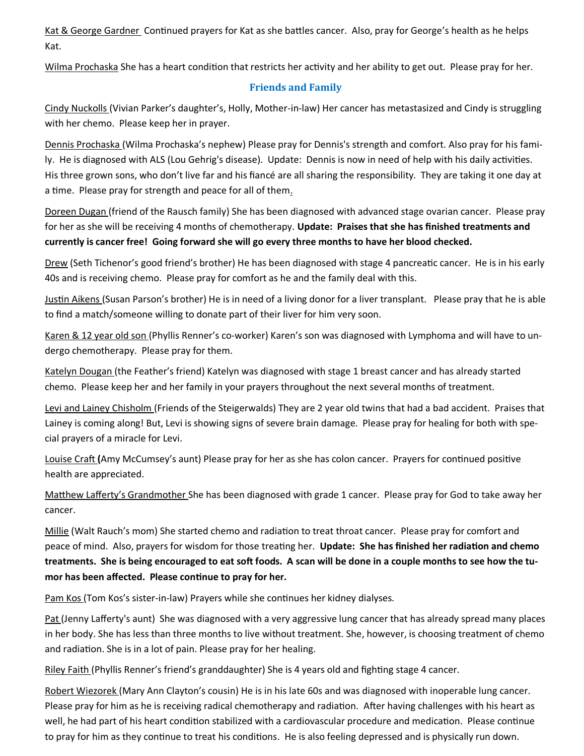Kat & George Gardner Continued prayers for Kat as she battles cancer. Also, pray for George's health as he helps Kat.

Wilma Prochaska She has a heart condition that restricts her activity and her ability to get out. Please pray for her.

## Friends and Family

Cindy Nuckolls (Vivian Parker's daughter's, Holly, Mother-in-law) Her cancer has metastasized and Cindy is struggling with her chemo. Please keep her in prayer.

Dennis Prochaska (Wilma Prochaska's nephew) Please pray for Dennis's strength and comfort. Also pray for his family. He is diagnosed with ALS (Lou Gehrig's disease). Update: Dennis is now in need of help with his daily activities. His three grown sons, who don't live far and his fiancé are all sharing the responsibility. They are taking it one day at a time. Please pray for strength and peace for all of them.

Doreen Dugan (friend of the Rausch family) She has been diagnosed with advanced stage ovarian cancer. Please pray for her as she will be receiving 4 months of chemotherapy. **Update: Praises that she has finished treatments and currently is cancer free! Going forward she will go every three months to have her blood checked.**

Drew (Seth Tichenor's good friend's brother) He has been diagnosed with stage 4 pancreatic cancer. He is in his early 40s and is receiving chemo. Please pray for comfort as he and the family deal with this.

Justin Aikens (Susan Parson's brother) He is in need of a living donor for a liver transplant. Please pray that he is able to find a match/someone willing to donate part of their liver for him very soon.

Karen & 12 year old son (Phyllis Renner's co-worker) Karen's son was diagnosed with Lymphoma and will have to undergo chemotherapy. Please pray for them.

Katelyn Dougan (the Feather's friend) Katelyn was diagnosed with stage 1 breast cancer and has already started chemo. Please keep her and her family in your prayers throughout the next several months of treatment.

Levi and Lainey Chisholm (Friends of the Steigerwalds) They are 2 year old twins that had a bad accident. Praises that Lainey is coming along! But, Levi is showing signs of severe brain damage. Please pray for healing for both with special prayers of a miracle for Levi.

Louise Craft **(**Amy McCumsey's aunt) Please pray for her as she has colon cancer. Prayers for continued positive health are appreciated.

Matthew Lafferty's Grandmother She has been diagnosed with grade 1 cancer. Please pray for God to take away her cancer.

Millie (Walt Rauch's mom) She started chemo and radiation to treat throat cancer. Please pray for comfort and peace of mind. Also, prayers for wisdom for those treating her. **Update: She has finished her radiation and chemo treatments. She is being encouraged to eat soft foods. A scan will be done in a couple months to see how the tumor has been affected. Please continue to pray for her.**

Pam Kos (Tom Kos's sister-in-law) Prayers while she continues her kidney dialyses.

Pat (Jenny Lafferty's aunt) She was diagnosed with a very aggressive lung cancer that has already spread many places in her body. She has less than three months to live without treatment. She, however, is choosing treatment of chemo and radiation. She is in a lot of pain. Please pray for her healing.

Riley Faith (Phyllis Renner's friend's granddaughter) She is 4 years old and fighting stage 4 cancer.

Robert Wiezorek (Mary Ann Clayton's cousin) He is in his late 60s and was diagnosed with inoperable lung cancer. Please pray for him as he is receiving radical chemotherapy and radiation. After having challenges with his heart as well, he had part of his heart condition stabilized with a cardiovascular procedure and medication. Please continue to pray for him as they continue to treat his conditions. He is also feeling depressed and is physically run down.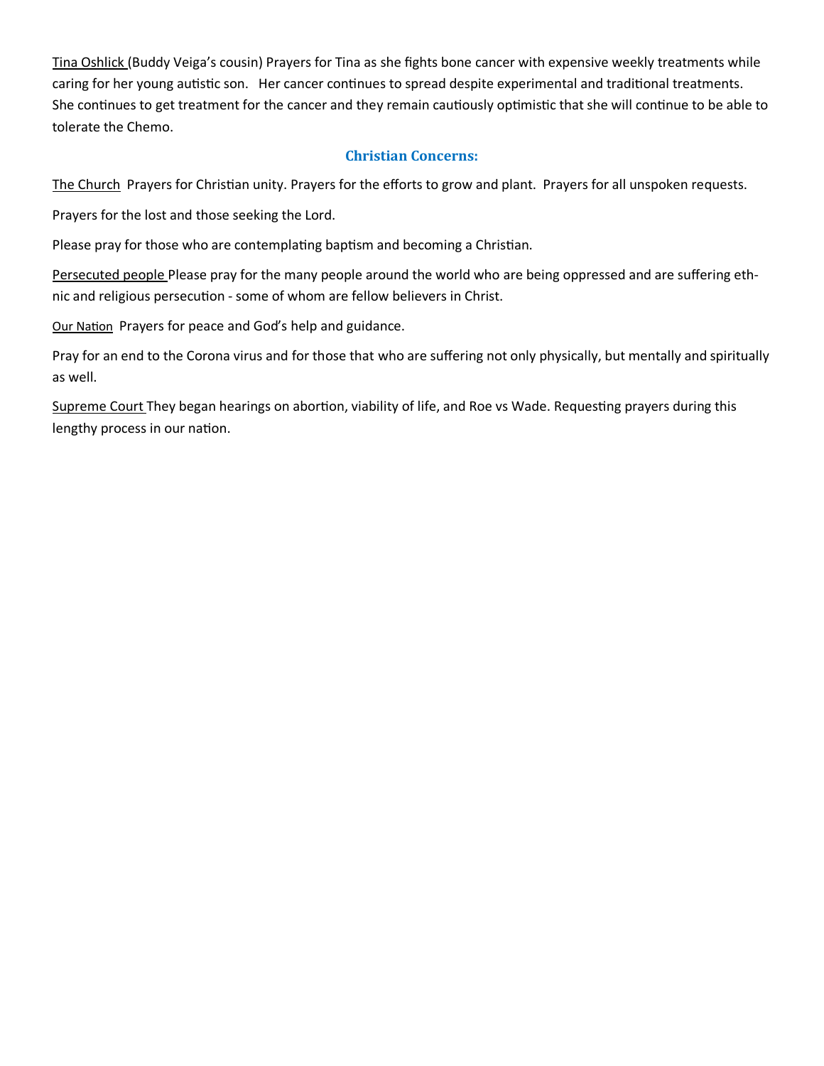Tina Oshlick (Buddy Veiga's cousin) Prayers for Tina as she fights bone cancer with expensive weekly treatments while caring for her young autistic son. Her cancer continues to spread despite experimental and traditional treatments. She continues to get treatment for the cancer and they remain cautiously optimistic that she will continue to be able to tolerate the Chemo.

## Christian Concerns:

The Church Prayers for Christian unity. Prayers for the efforts to grow and plant. Prayers for all unspoken requests.

Prayers for the lost and those seeking the Lord.

Please pray for those who are contemplating baptism and becoming a Christian.

Persecuted people Please pray for the many people around the world who are being oppressed and are suffering ethnic and religious persecution - some of whom are fellow believers in Christ.

Our Nation Prayers for peace and God's help and guidance.

Pray for an end to the Corona virus and for those that who are suffering not only physically, but mentally and spiritually as well.

Supreme Court They began hearings on abortion, viability of life, and Roe vs Wade. Requesting prayers during this lengthy process in our nation.